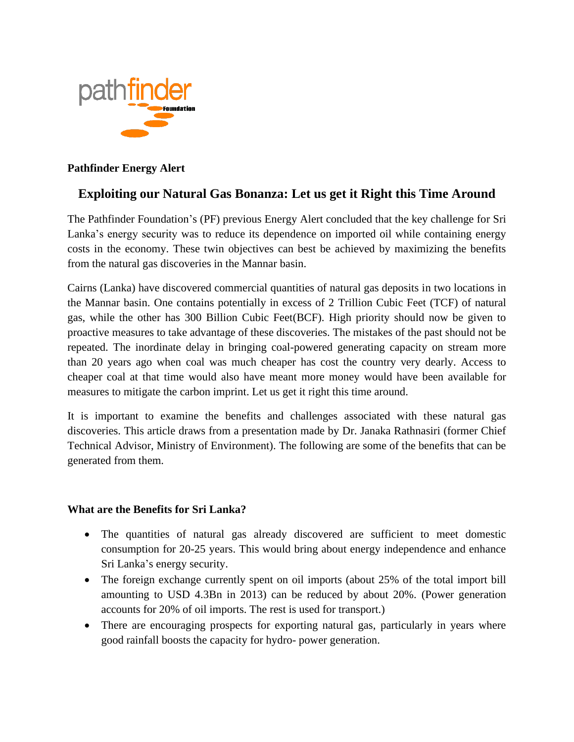**Pathfinder Energy Alert**

# Exploiting our Natural Gas Bonanza: Let us get it Right this Time Around

The Pathfinder Foundation's (PF) previous Energy Alert concluded that the key challenge for Sri Lanka's energy security was to reduce its dependence on imported oil while containing energy costs in the economy. These twin objectives can best be achieved by maximizing the benefits from the natural gas discoveries in the Mannar basin.

Cairns (Lanka) have discovered commercial quantities of natural gas deposits in two locations in the Mannar basin. One contains potentially in excess of 2 Trillion Cubic Feet (TCF) of natural gas, while the other has 300 Billion Cubic Feet(BCF). High priority should now be given to proactive measures to take advantage of these discoveries. The mistakes of the past should not be repeated. The inordinate delay in bringing coal-powered generating capacity on stream more than 20 years ago when coal was much cheaper has cost the country very dearly. Access to cheaper coal at that time would also have meant more money would have been available for measures to mitigate the carbon imprint. Let us get it right this time around.

It is important to examine the benefits and challenges associated with these natural gas discoveries. This article draws from a presentation made by Dr. Janaka Rathnasiri (former Chief Technical Advisor, Ministry of Environment). The following are some of the benefits that can be generated from them.

**What are the Benefits for Sri Lanka?**

- The quantities of natural gas already discovered are sufficient to meet domestic consumption for 20-25 years. This would bring about energy independence and enhance Sri Lanka's energy security.
- The foreign exchange currently spent on oil imports (about 25% of the total import bill amounting to USD 4.3Bn in 2013) can be reduced by about 20%. (Power generation accounts for 20% of oil imports. The rest is used for transport.)
- There are encouraging prospects for exporting natural gas, particularly in years where good rainfall boosts the capacity for hydro- power generation.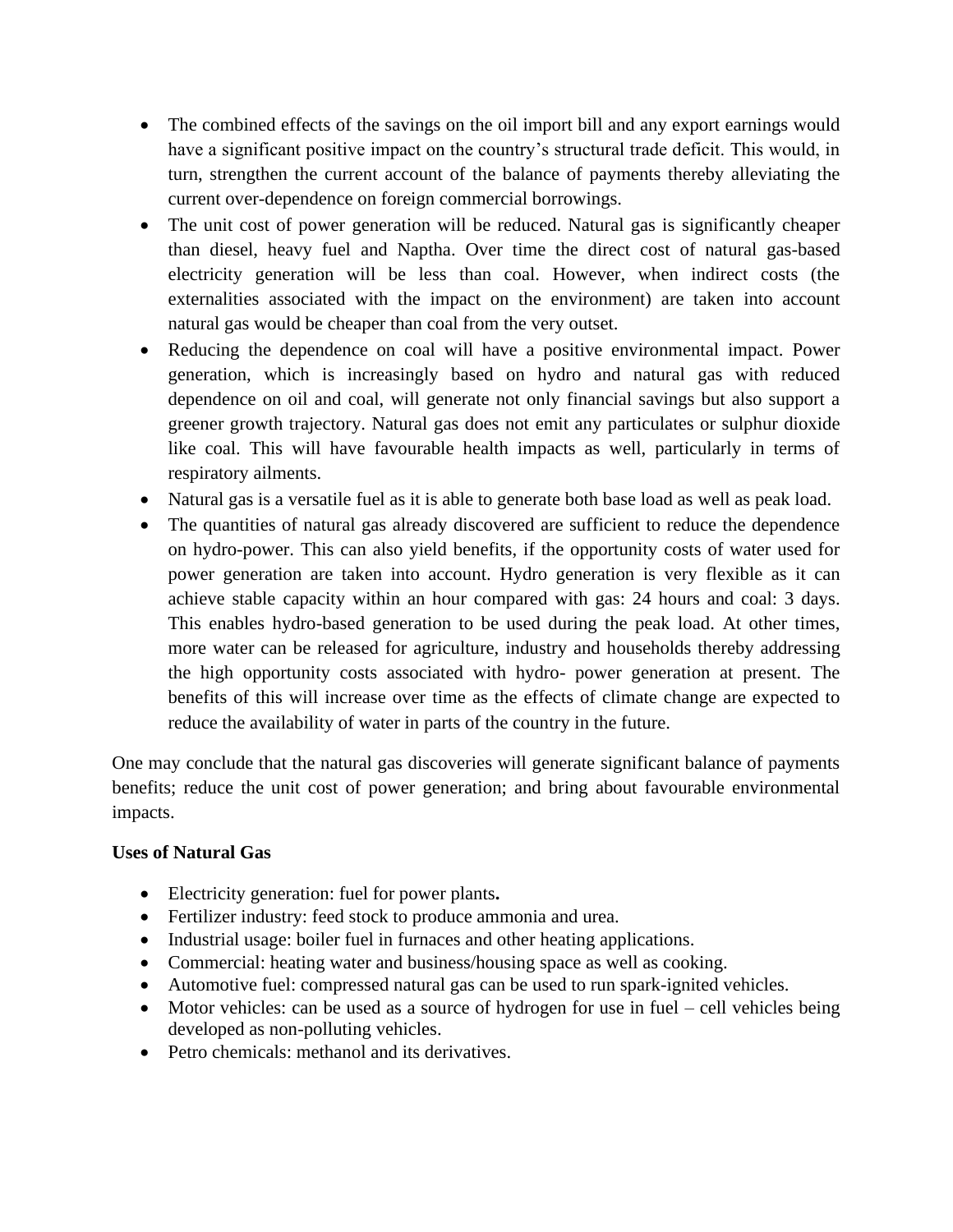- The combined effects of the savings on the oil import bill and any export earnings would have a significant positive impact on the country's structural trade deficit. This would, in turn, strengthen the current account of the balance of payments thereby alleviating the current over-dependence on foreign commercial borrowings.
- The unit cost of power generation will be reduced. Natural gas is significantly cheaper than diesel, heavy fuel and Naptha. Over time the direct cost of natural gas-based electricity generation will be less than coal. However, when indirect costs (the externalities associated with the impact on the environment) are taken into account natural gas would be cheaper than coal from the very outset.
- Reducing the dependence on coal will have a positive environmental impact. Power generation, which is increasingly based on hydro and natural gas with reduced dependence on oil and coal, will generate not only financial savings but also support a greener growth trajectory. Natural gas does not emit any particulates or sulphur dioxide like coal. This will have favourable health impacts as well, particularly in terms of respiratory ailments.
- Natural gas is a versatile fuel as it is able to generate both base load as well as peak load.
- The quantities of natural gas already discovered are sufficient to reduce the dependence on hydro-power. This can also yield benefits, if the opportunity costs of water used for power generation are taken into account. Hydro generation is very flexible as it can achieve stable capacity within an hour compared with gas: 24 hours and coal: 3 days. This enables hydro-based generation to be used during the peak load. At other times, more water can be released for agriculture, industry and households thereby addressing the high opportunity costs associated with hydro- power generation at present. The benefits of this will increase over time as the effects of climate change are expected to reduce the availability of water in parts of the country in the future.

One may conclude that the natural gas discoveries will generate significant balance of payments benefits; reduce the unit cost of power generation; and bring about favourable environmental impacts.

**Uses of Natural Gas**

- Electricity generation: fuel for power plants**.**
- Fertilizer industry: feed stock to produce ammonia and urea.
- Industrial usage: boiler fuel in furnaces and other heating applications.
- Commercial: heating water and business/housing space as well as cooking.
- Automotive fuel: compressed natural gas can be used to run spark-ignited vehicles.
- Motor vehicles: can be used as a source of hydrogen for use in fuel – cell vehicles being developed as non-polluting vehicles.
- Petro chemicals: methanol and its derivatives.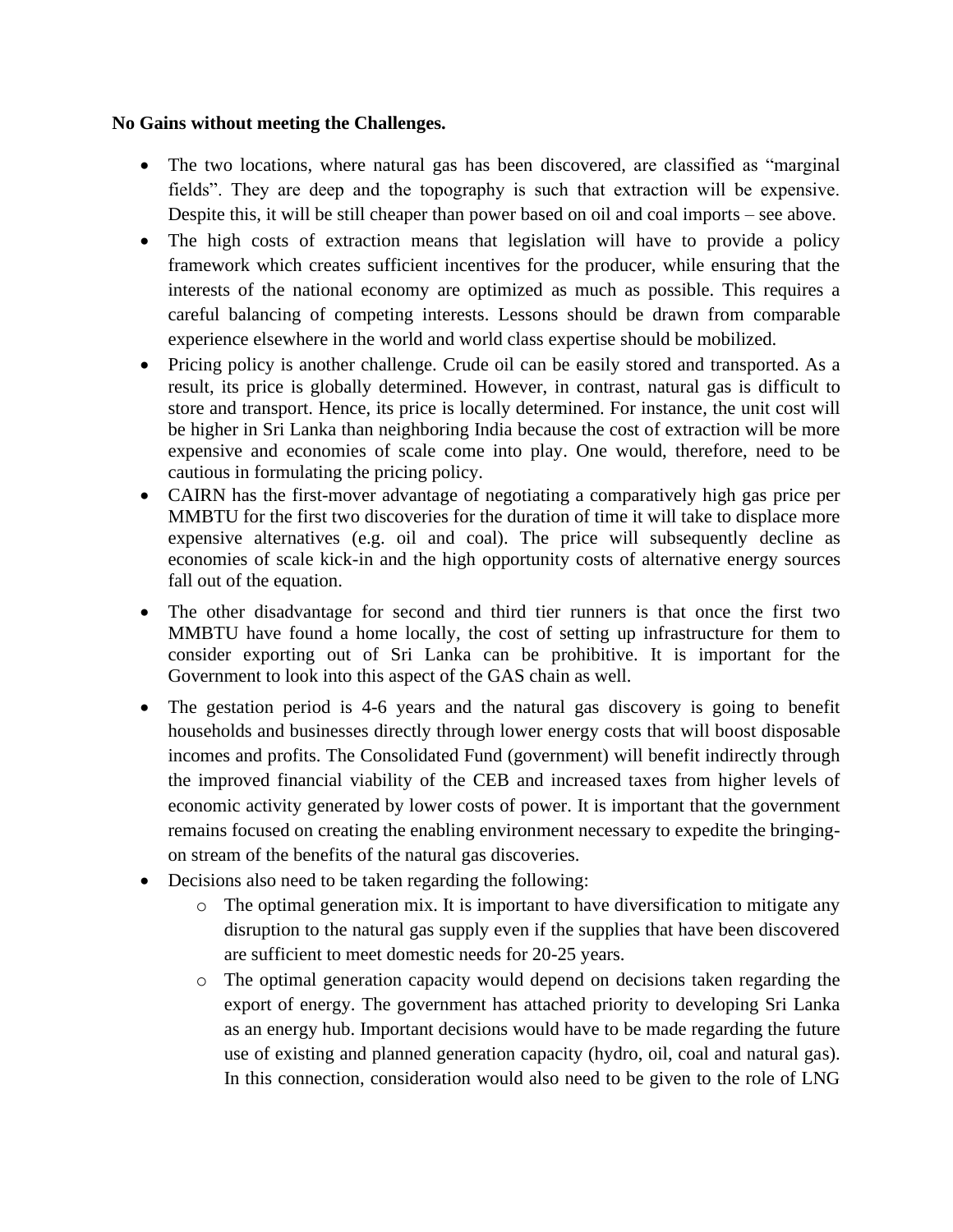**No Gains without meeting the Challenges.**

- The two locations, where natural gas has been discovered, are classified as "marginal fields". They are deep and the topography is such that extraction will be expensive. Despite this, it will be still cheaper than power based on oil and coal imports – see above.
- The high costs of extraction means that legislation will have to provide a policy framework which creates sufficient incentives for the producer, while ensuring that the interests of the national economy are optimized as much as possible. This requires a careful balancing of competing interests. Lessons should be drawn from comparable experience elsewhere in the world and world class expertise should be mobilized.
- Pricing policy is another challenge. Crude oil can be easily stored and transported. As a result, its price is globally determined. However, in contrast, natural gas is difficult to store and transport. Hence, its price is locally determined. For instance, the unit cost will be higher in Sri Lanka than neighboring India because the cost of extraction will be more expensive and economies of scale come into play. One would, therefore, need to be cautious in formulating the pricing policy.
- CAIRN has the first-mover advantage of negotiating a comparatively high gas price per MMBTU for the first two discoveries for the duration of time it will take to displace more expensive alternatives (e.g. oil and coal). The price will subsequently decline as economies of scale kick-in and the high opportunity costs of alternative energy sources fall out of the equation.
- The other disadvantage for second and third tier runners is that once the first two MMBTU have found a home locally, the cost of setting up infrastructure for them to consider exporting out of Sri Lanka can be prohibitive. It is important for the Government to look into this aspect of the GAS chain as well.
- The gestation period is 4-6 years and the natural gas discovery is going to benefit households and businesses directly through lower energy costs that will boost disposable incomes and profits. The Consolidated Fund (government) will benefit indirectly through the improved financial viability of the CEB and increased taxes from higher levels of economic activity generated by lower costs of power. It is important that the government remains focused on creating the enabling environment necessary to expedite the bringing-on stream of the benefits of the natural gas discoveries.
- Decisions also need to be taken regarding the following:
    - The optimal generation mix. It is important to have diversification to mitigate any disruption to the natural gas supply even if the supplies that have been discovered are sufficient to meet domestic needs for 20-25 years.
    - The optimal generation capacity would depend on decisions taken regarding the export of energy. The government has attached priority to developing Sri Lanka as an energy hub. Important decisions would have to be made regarding the future use of existing and planned generation capacity (hydro, oil, coal and natural gas). In this connection, consideration would also need to be given to the role of LNG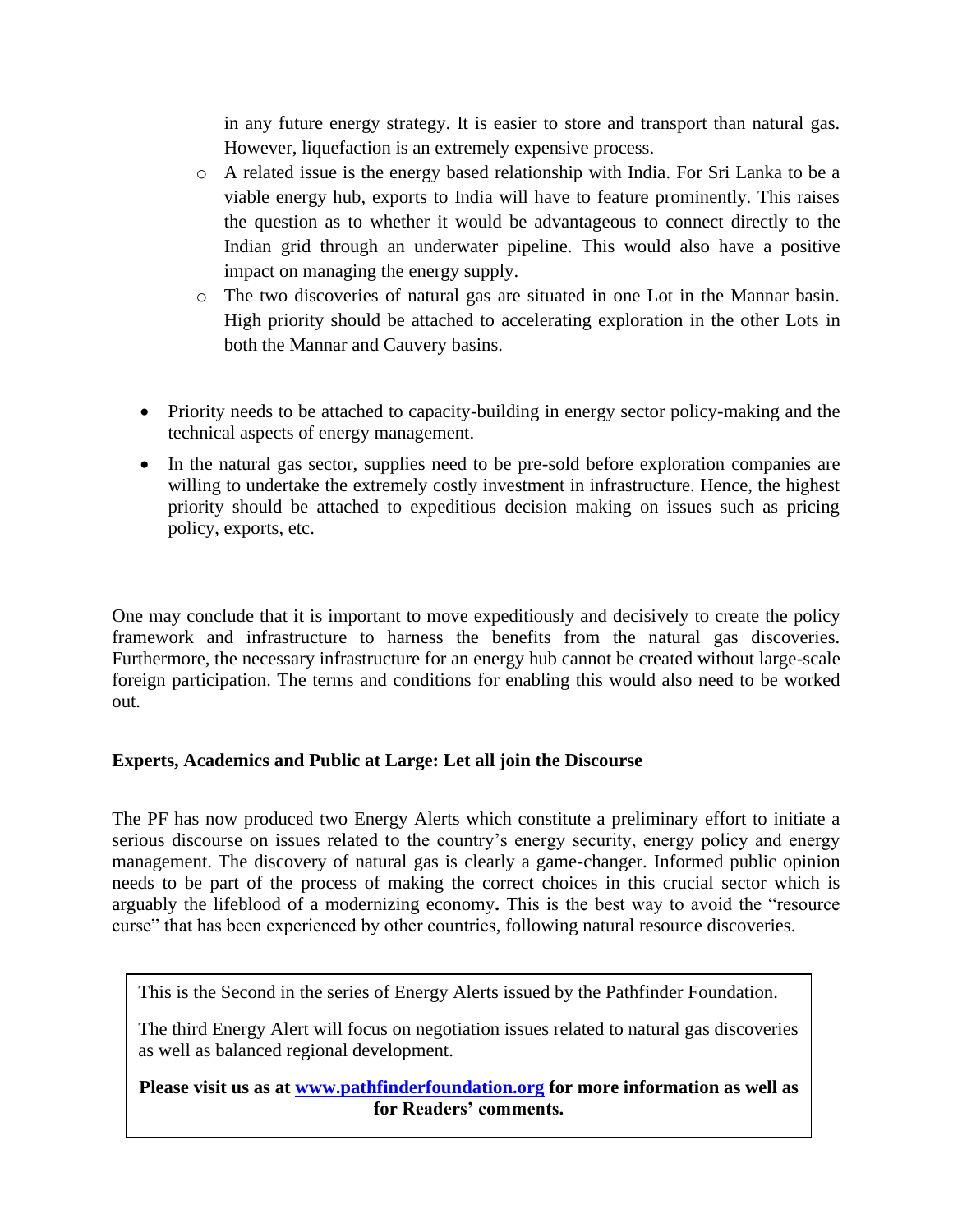in any future energy strategy. It is easier to store and transport than natural gas. However, liquefaction is an extremely expensive process.

  - A related issue is the energy based relationship with India. For Sri Lanka to be a viable energy hub, exports to India will have to feature prominently. This raises the question as to whether it would be advantageous to connect directly to the Indian grid through an underwater pipeline. This would also have a positive impact on managing the energy supply.
  - The two discoveries of natural gas are situated in one Lot in the Mannar basin. High priority should be attached to accelerating exploration in the other Lots in both the Mannar and Cauvery basins.

- Priority needs to be attached to capacity-building in energy sector policy-making and the technical aspects of energy management.
- In the natural gas sector, supplies need to be pre-sold before exploration companies are willing to undertake the extremely costly investment in infrastructure. Hence, the highest priority should be attached to expeditious decision making on issues such as pricing policy, exports, etc.

One may conclude that it is important to move expeditiously and decisively to create the policy framework and infrastructure to harness the benefits from the natural gas discoveries. Furthermore, the necessary infrastructure for an energy hub cannot be created without large-scale foreign participation. The terms and conditions for enabling this would also need to be worked out.

**Experts, Academics and Public at Large: Let all join the Discourse**

The PF has now produced two Energy Alerts which constitute a preliminary effort to initiate a serious discourse on issues related to the country's energy security, energy policy and energy management. The discovery of natural gas is clearly a game-changer. Informed public opinion needs to be part of the process of making the correct choices in this crucial sector which is arguably the lifeblood of a modernizing economy**.** This is the best way to avoid the "resource curse" that has been experienced by other countries, following natural resource discoveries.

This is the Second in the series of Energy Alerts issued by the Pathfinder Foundation.

The third Energy Alert will focus on negotiation issues related to natural gas discoveries as well as balanced regional development.

**Please visit us as at [www.pathfinderfoundation.org](http://www.pathfinderfoundation.org) for more information as well as for Readers' comments.**